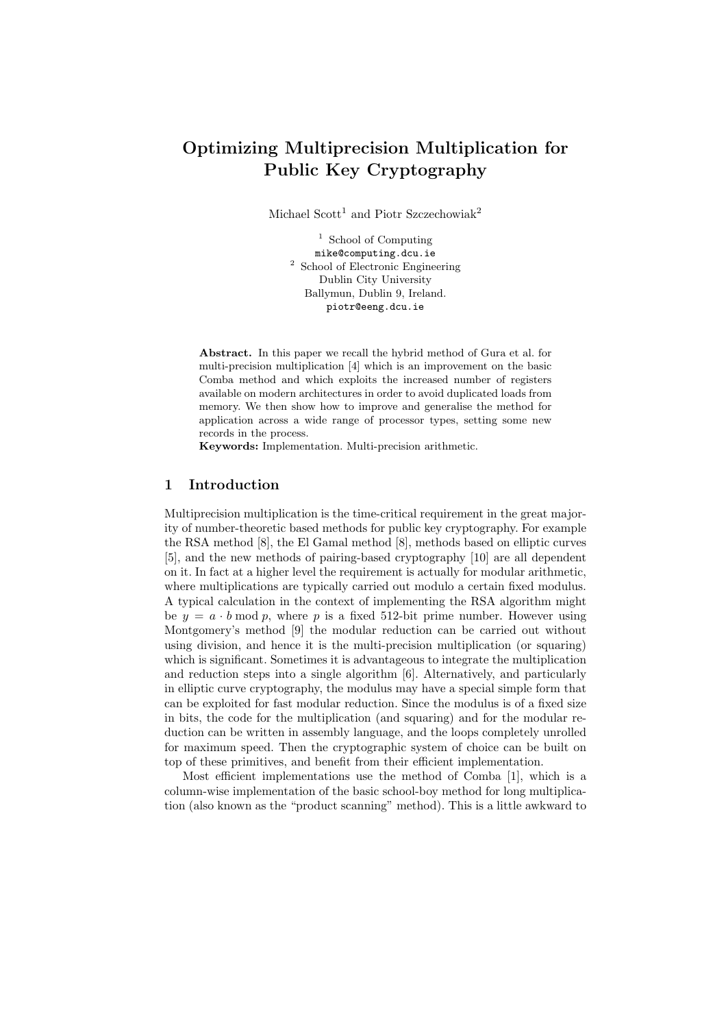# Optimizing Multiprecision Multiplication for Public Key Cryptography

Michael Scott[1] and Piotr Szczechowiak[2]

[1] School of Computing
mike@computing.dcu.ie
[2] School of Electronic Engineering
Dublin City University
Ballymun, Dublin 9, Ireland.
piotr@eeng.dcu.ie

**Abstract.** In this paper we recall the hybrid method of Gura et al. for multi-precision multiplication [4] which is an improvement on the basic Comba method and which exploits the increased number of registers available on modern architectures in order to avoid duplicated loads from memory. We then show how to improve and generalise the method for application across a wide range of processor types, setting some new records in the process.

**Keywords:** Implementation. Multi-precision arithmetic.

## 1 Introduction

Multiprecision multiplication is the time-critical requirement in the great majority of number-theoretic based methods for public key cryptography. For example the RSA method [8], the El Gamal method [8], methods based on elliptic curves [5], and the new methods of pairing-based cryptography [10] are all dependent on it. In fact at a higher level the requirement is actually for modular arithmetic, where multiplications are typically carried out modulo a certain fixed modulus. A typical calculation in the context of implementing the RSA algorithm might be $y = a \cdot b \bmod p$, where $p$ is a fixed 512-bit prime number. However using Montgomery's method [9] the modular reduction can be carried out without using division, and hence it is the multi-precision multiplication (or squaring) which is significant. Sometimes it is advantageous to integrate the multiplication and reduction steps into a single algorithm [6]. Alternatively, and particularly in elliptic curve cryptography, the modulus may have a special simple form that can be exploited for fast modular reduction. Since the modulus is of a fixed size in bits, the code for the multiplication (and squaring) and for the modular reduction can be written in assembly language, and the loops completely unrolled for maximum speed. Then the cryptographic system of choice can be built on top of these primitives, and benefit from their efficient implementation.

Most efficient implementations use the method of Comba [1], which is a column-wise implementation of the basic school-boy method for long multiplication (also known as the "product scanning" method). This is a little awkward to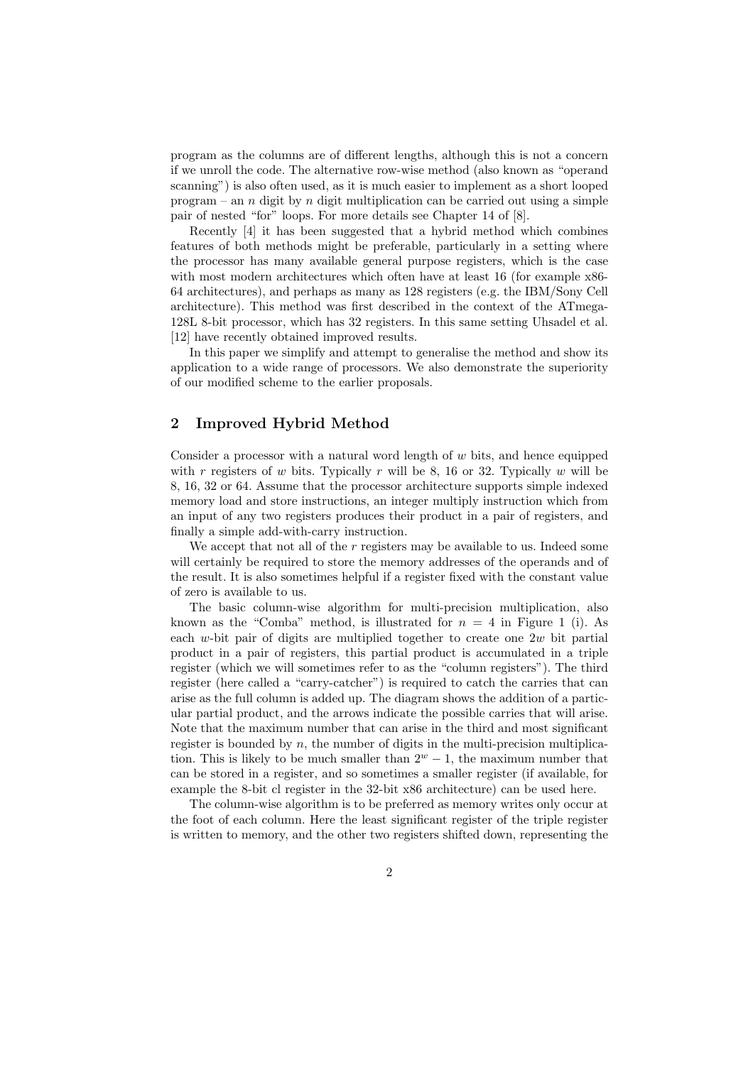program as the columns are of different lengths, although this is not a concern if we unroll the code. The alternative row-wise method (also known as "operand scanning") is also often used, as it is much easier to implement as a short looped program – an $n$ digit by $n$ digit multiplication can be carried out using a simple pair of nested "for" loops. For more details see Chapter 14 of [8].

Recently [4] it has been suggested that a hybrid method which combines features of both methods might be preferable, particularly in a setting where the processor has many available general purpose registers, which is the case with most modern architectures which often have at least 16 (for example x86-64 architectures), and perhaps as many as 128 registers (e.g. the IBM/Sony Cell architecture). This method was first described in the context of the ATmega-128L 8-bit processor, which has 32 registers. In this same setting Uhsadel et al. [12] have recently obtained improved results.

In this paper we simplify and attempt to generalise the method and show its application to a wide range of processors. We also demonstrate the superiority of our modified scheme to the earlier proposals.

## 2 Improved Hybrid Method

Consider a processor with a natural word length of $w$ bits, and hence equipped with $r$ registers of $w$ bits. Typically $r$ will be 8, 16 or 32. Typically $w$ will be 8, 16, 32 or 64. Assume that the processor architecture supports simple indexed memory load and store instructions, an integer multiply instruction which from an input of any two registers produces their product in a pair of registers, and finally a simple add-with-carry instruction.

We accept that not all of the $r$ registers may be available to us. Indeed some will certainly be required to store the memory addresses of the operands and of the result. It is also sometimes helpful if a register fixed with the constant value of zero is available to us.

The basic column-wise algorithm for multi-precision multiplication, also known as the "Comba" method, is illustrated for $n = 4$ in Figure 1 (i). As each $w$-bit pair of digits are multiplied together to create one $2w$ bit partial product in a pair of registers, this partial product is accumulated in a triple register (which we will sometimes refer to as the "column registers"). The third register (here called a "carry-catcher") is required to catch the carries that can arise as the full column is added up. The diagram shows the addition of a particular partial product, and the arrows indicate the possible carries that will arise. Note that the maximum number that can arise in the third and most significant register is bounded by $n$, the number of digits in the multi-precision multiplication. This is likely to be much smaller than $2^w - 1$, the maximum number that can be stored in a register, and so sometimes a smaller register (if available, for example the 8-bit cl register in the 32-bit x86 architecture) can be used here.

The column-wise algorithm is to be preferred as memory writes only occur at the foot of each column. Here the least significant register of the triple register is written to memory, and the other two registers shifted down, representing the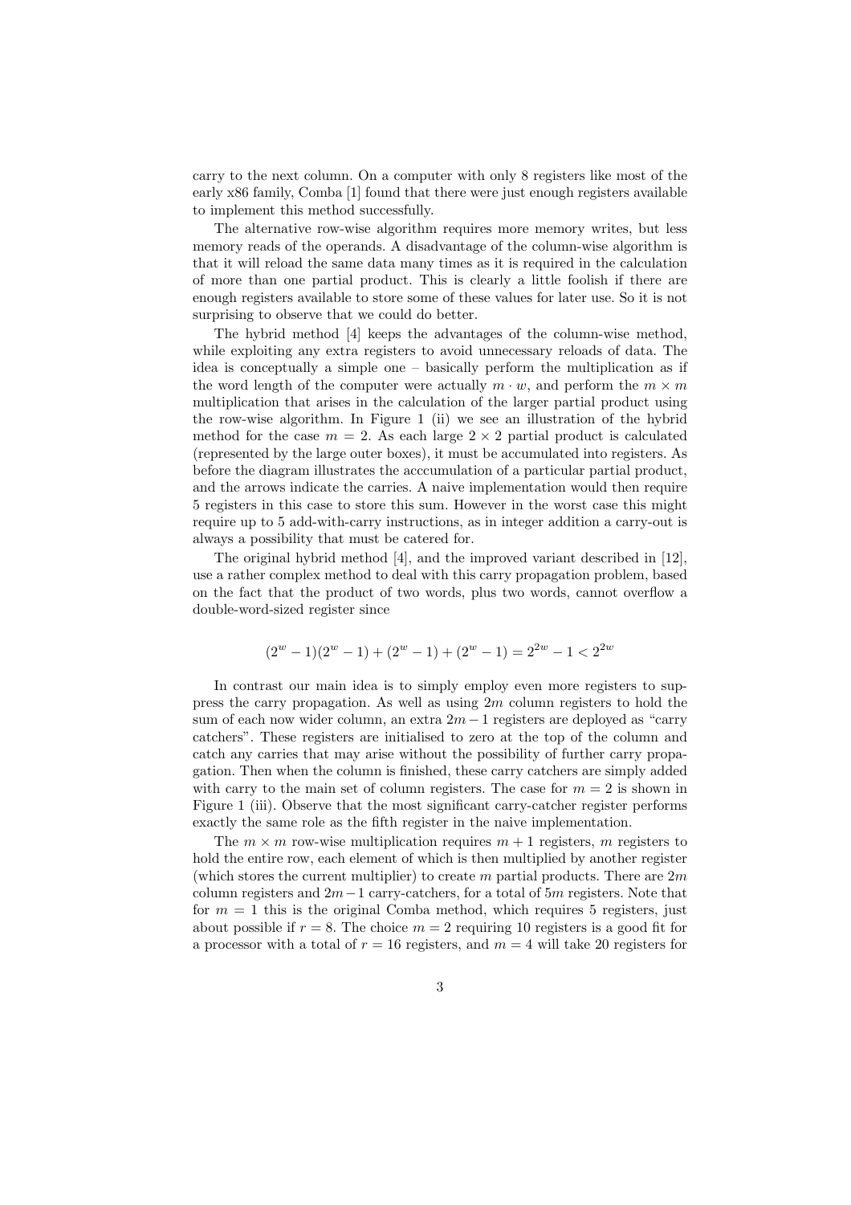carry to the next column. On a computer with only 8 registers like most of the early x86 family, Comba [1] found that there were just enough registers available to implement this method successfully.

The alternative row-wise algorithm requires more memory writes, but less memory reads of the operands. A disadvantage of the column-wise algorithm is that it will reload the same data many times as it is required in the calculation of more than one partial product. This is clearly a little foolish if there are enough registers available to store some of these values for later use. So it is not surprising to observe that we could do better.

The hybrid method [4] keeps the advantages of the column-wise method, while exploiting any extra registers to avoid unnecessary reloads of data. The idea is conceptually a simple one – basically perform the multiplication as if the word length of the computer were actually $m \cdot w$, and perform the $m \times m$ multiplication that arises in the calculation of the larger partial product using the row-wise algorithm. In Figure 1 (ii) we see an illustration of the hybrid method for the case $m = 2$. As each large $2 \times 2$ partial product is calculated (represented by the large outer boxes), it must be accumulated into registers. As before the diagram illustrates the acccumulation of a particular partial product, and the arrows indicate the carries. A naive implementation would then require 5 registers in this case to store this sum. However in the worst case this might require up to 5 add-with-carry instructions, as in integer addition a carry-out is always a possibility that must be catered for.

The original hybrid method [4], and the improved variant described in [12], use a rather complex method to deal with this carry propagation problem, based on the fact that the product of two words, plus two words, cannot overflow a double-word-sized register since

$$(2^w - 1)(2^w - 1) + (2^w - 1) + (2^w - 1) = 2^{2w} - 1 < 2^{2w}$$

In contrast our main idea is to simply employ even more registers to suppress the carry propagation. As well as using $2m$ column registers to hold the sum of each now wider column, an extra $2m - 1$ registers are deployed as "carry catchers". These registers are initialised to zero at the top of the column and catch any carries that may arise without the possibility of further carry propagation. Then when the column is finished, these carry catchers are simply added with carry to the main set of column registers. The case for $m = 2$ is shown in Figure 1 (iii). Observe that the most significant carry-catcher register performs exactly the same role as the fifth register in the naive implementation.

The $m \times m$ row-wise multiplication requires $m + 1$ registers, $m$ registers to hold the entire row, each element of which is then multiplied by another register (which stores the current multiplier) to create $m$ partial products. There are $2m$ column registers and $2m - 1$ carry-catchers, for a total of $5m$ registers. Note that for $m = 1$ this is the original Comba method, which requires 5 registers, just about possible if $r = 8$. The choice $m = 2$ requiring 10 registers is a good fit for a processor with a total of $r = 16$ registers, and $m = 4$ will take 20 registers for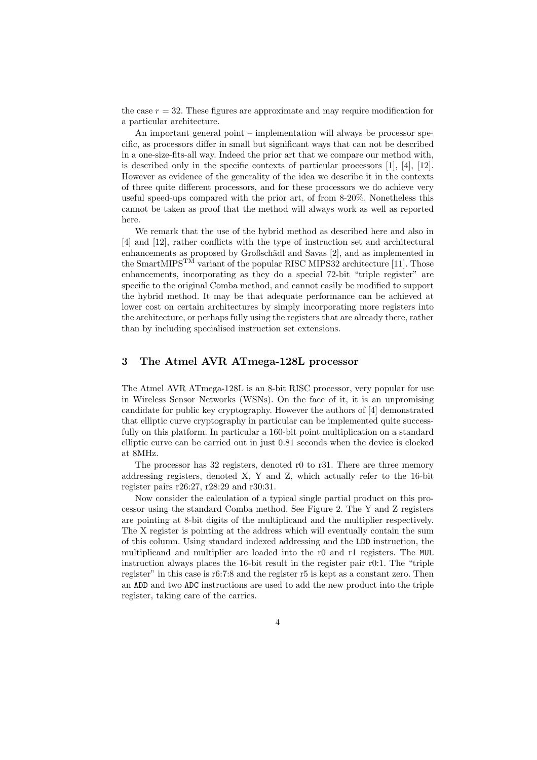the case $r = 32$. These figures are approximate and may require modification for a particular architecture.

An important general point – implementation will always be processor specific, as processors differ in small but significant ways that can not be described in a one-size-fits-all way. Indeed the prior art that we compare our method with, is described only in the specific contexts of particular processors [1], [4], [12]. However as evidence of the generality of the idea we describe it in the contexts of three quite different processors, and for these processors we do achieve very useful speed-ups compared with the prior art, of from 8-20%. Nonetheless this cannot be taken as proof that the method will always work as well as reported here.

We remark that the use of the hybrid method as described here and also in [4] and [12], rather conflicts with the type of instruction set and architectural enhancements as proposed by Großschädl and Savas [2], and as implemented in the SmartMIPS™ variant of the popular RISC MIPS32 architecture [11]. Those enhancements, incorporating as they do a special 72-bit "triple register" are specific to the original Comba method, and cannot easily be modified to support the hybrid method. It may be that adequate performance can be achieved at lower cost on certain architectures by simply incorporating more registers into the architecture, or perhaps fully using the registers that are already there, rather than by including specialised instruction set extensions.

## 3 The Atmel AVR ATmega-128L processor

The Atmel AVR ATmega-128L is an 8-bit RISC processor, very popular for use in Wireless Sensor Networks (WSNs). On the face of it, it is an unpromising candidate for public key cryptography. However the authors of [4] demonstrated that elliptic curve cryptography in particular can be implemented quite successfully on this platform. In particular a 160-bit point multiplication on a standard elliptic curve can be carried out in just 0.81 seconds when the device is clocked at 8MHz.

The processor has 32 registers, denoted r0 to r31. There are three memory addressing registers, denoted X, Y and Z, which actually refer to the 16-bit register pairs r26:27, r28:29 and r30:31.

Now consider the calculation of a typical single partial product on this processor using the standard Comba method. See Figure 2. The Y and Z registers are pointing at 8-bit digits of the multiplicand and the multiplier respectively. The X register is pointing at the address which will eventually contain the sum of this column. Using standard indexed addressing and the `LDD` instruction, the multiplicand and multiplier are loaded into the r0 and r1 registers. The `MUL` instruction always places the 16-bit result in the register pair r0:1. The "triple register" in this case is r6:7:8 and the register r5 is kept as a constant zero. Then an `ADD` and two `ADC` instructions are used to add the new product into the triple register, taking care of the carries.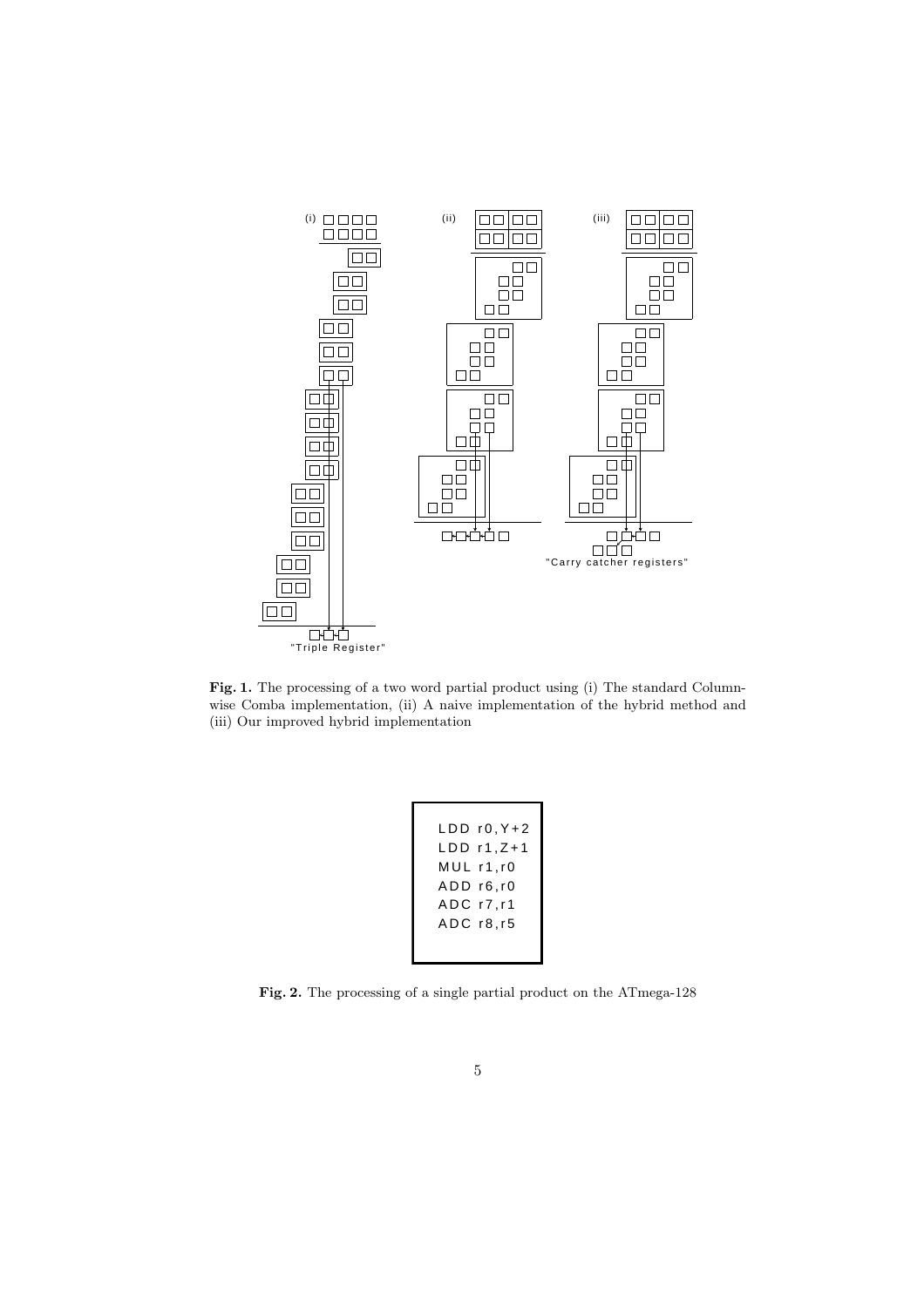**Fig. 1.** The processing of a two word partial product using (i) The standard Column-wise Comba implementation, (ii) A naive implementation of the hybrid method and (iii) Our improved hybrid implementation

```
LDD r0,Y+2
LDD r1,Z+1
MUL r1,r0
ADD r6,r0
ADC r7,r1
ADC r8,r5
```

**Fig. 2.** The processing of a single partial product on the ATmega-128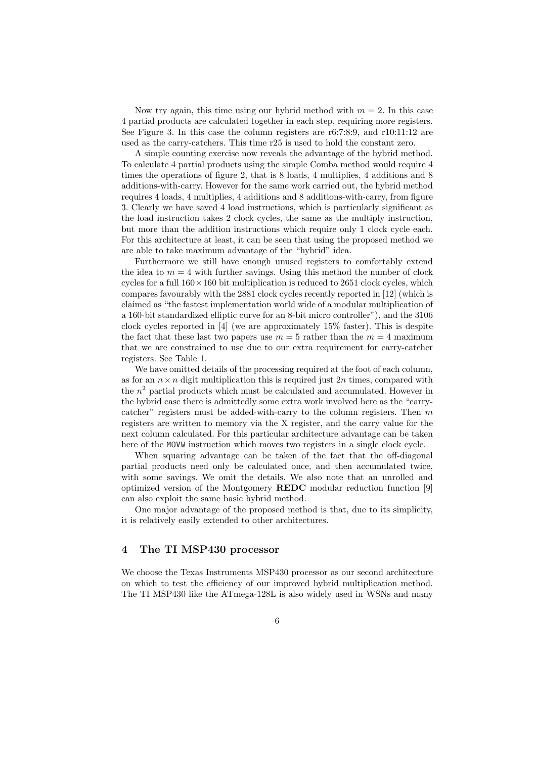Now try again, this time using our hybrid method with $m = 2$. In this case 4 partial products are calculated together in each step, requiring more registers. See Figure 3. In this case the column registers are r6:7:8:9, and r10:11:12 are used as the carry-catchers. This time r25 is used to hold the constant zero.

A simple counting exercise now reveals the advantage of the hybrid method. To calculate 4 partial products using the simple Comba method would require 4 times the operations of figure 2, that is 8 loads, 4 multiplies, 4 additions and 8 additions-with-carry. However for the same work carried out, the hybrid method requires 4 loads, 4 multiplies, 4 additions and 8 additions-with-carry, from figure 3. Clearly we have saved 4 load instructions, which is particularly significant as the load instruction takes 2 clock cycles, the same as the multiply instruction, but more than the addition instructions which require only 1 clock cycle each. For this architecture at least, it can be seen that using the proposed method we are able to take maximum advantage of the "hybrid" idea.

Furthermore we still have enough unused registers to comfortably extend the idea to $m = 4$ with further savings. Using this method the number of clock cycles for a full $160 \times 160$ bit multiplication is reduced to 2651 clock cycles, which compares favourably with the 2881 clock cycles recently reported in [12] (which is claimed as "the fastest implementation world wide of a modular multiplication of a 160-bit standardized elliptic curve for an 8-bit micro controller"), and the 3106 clock cycles reported in [4] (we are approximately 15% faster). This is despite the fact that these last two papers use $m = 5$ rather than the $m = 4$ maximum that we are constrained to use due to our extra requirement for carry-catcher registers. See Table 1.

We have omitted details of the processing required at the foot of each column, as for an $n \times n$ digit multiplication this is required just $2n$ times, compared with the $n^2$ partial products which must be calculated and accumulated. However in the hybrid case there is admittedly some extra work involved here as the "carry-catcher" registers must be added-with-carry to the column registers. Then $m$ registers are written to memory via the X register, and the carry value for the next column calculated. For this particular architecture advantage can be taken here of the `MOVW` instruction which moves two registers in a single clock cycle.

When squaring advantage can be taken of the fact that the off-diagonal partial products need only be calculated once, and then accumulated twice, with some savings. We omit the details. We also note that an unrolled and optimized version of the Montgomery **REDC** modular reduction function [9] can also exploit the same basic hybrid method.

One major advantage of the proposed method is that, due to its simplicity, it is relatively easily extended to other architectures.

## 4 The TI MSP430 processor

We choose the Texas Instruments MSP430 processor as our second architecture on which to test the efficiency of our improved hybrid multiplication method. The TI MSP430 like the ATmega-128L is also widely used in WSNs and many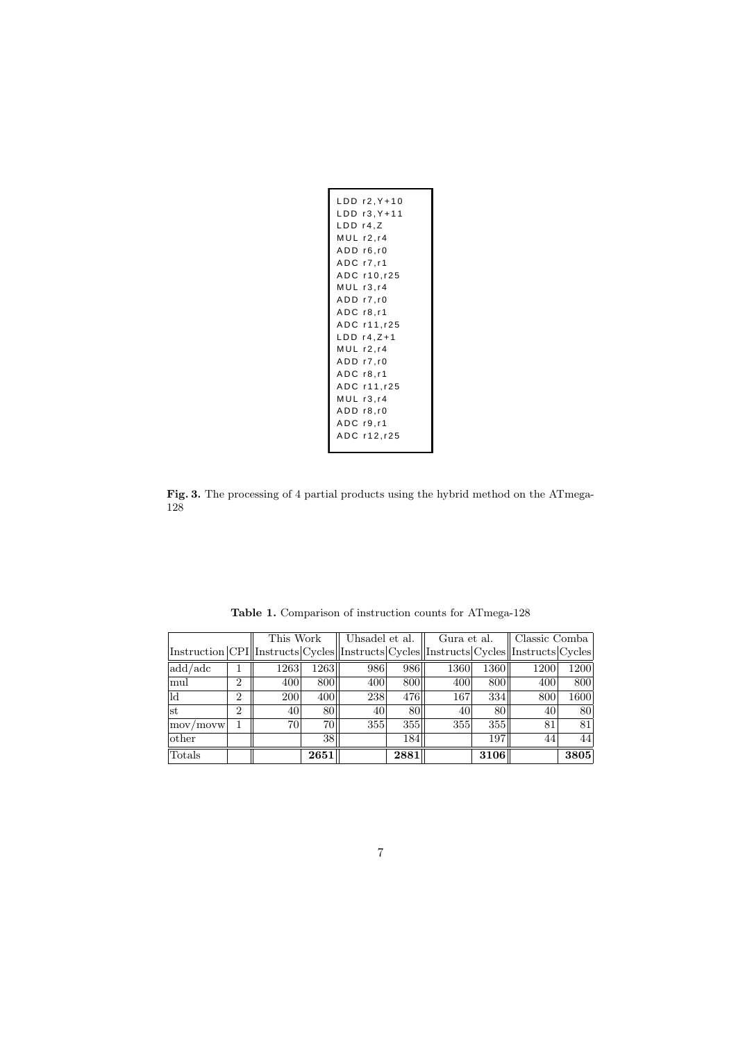```
LDD r2,Y+10
LDD r3,Y+11
LDD r4,Z
MUL r2,r4
ADD r6,r0
ADC r7,r1
ADC r10,r25
MUL r3,r4
ADD r7,r0
ADC r8,r1
ADC r11,r25
LDD r4,Z+1
MUL r2,r4
ADD r7,r0
ADC r8,r1
ADC r11,r25
MUL r3,r4
ADD r8,r0
ADC r9,r1
ADC r12,r25
```

**Fig. 3.** The processing of 4 partial products using the hybrid method on the ATmega-128

**Table 1.** Comparison of instruction counts for ATmega-128

| | | This Work | | Uhsadel et al. | | Gura et al. | | Classic Comba | |
|---|---|---|---|---|---|---|---|---|---|
| Instruction | CPI | Instructs | Cycles | Instructs | Cycles | Instructs | Cycles | Instructs | Cycles |
| add/adc | 1 | 1263 | 1263 | 986 | 986 | 1360 | 1360 | 1200 | 1200 |
| mul | 2 | 400 | 800 | 400 | 800 | 400 | 800 | 400 | 800 |
| ld | 2 | 200 | 400 | 238 | 476 | 167 | 334 | 800 | 1600 |
| st | 2 | 40 | 80 | 40 | 80 | 40 | 80 | 40 | 80 |
| mov/movw | 1 | 70 | 70 | 355 | 355 | 355 | 355 | 81 | 81 |
| other | | | 38 | | 184 | | 197 | 44 | 44 |
| Totals | | | **2651** | | **2881** | | **3106** | | **3805** |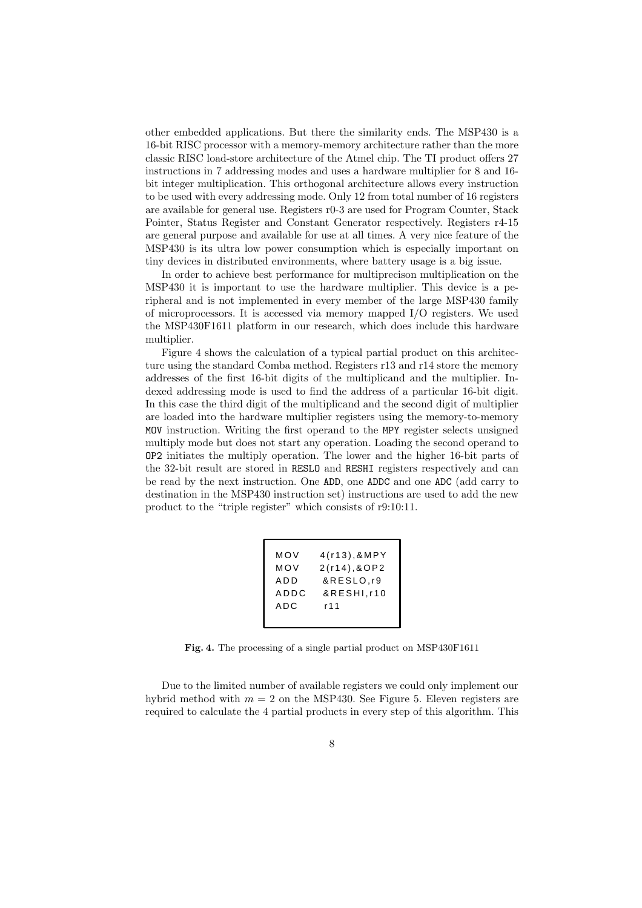other embedded applications. But there the similarity ends. The MSP430 is a 16-bit RISC processor with a memory-memory architecture rather than the more classic RISC load-store architecture of the Atmel chip. The TI product offers 27 instructions in 7 addressing modes and uses a hardware multiplier for 8 and 16-bit integer multiplication. This orthogonal architecture allows every instruction to be used with every addressing mode. Only 12 from total number of 16 registers are available for general use. Registers r0-3 are used for Program Counter, Stack Pointer, Status Register and Constant Generator respectively. Registers r4-15 are general purpose and available for use at all times. A very nice feature of the MSP430 is its ultra low power consumption which is especially important on tiny devices in distributed environments, where battery usage is a big issue.

In order to achieve best performance for multiprecison multiplication on the MSP430 it is important to use the hardware multiplier. This device is a peripheral and is not implemented in every member of the large MSP430 family of microprocessors. It is accessed via memory mapped I/O registers. We used the MSP430F1611 platform in our research, which does include this hardware multiplier.

Figure 4 shows the calculation of a typical partial product on this architecture using the standard Comba method. Registers r13 and r14 store the memory addresses of the first 16-bit digits of the multiplicand and the multiplier. Indexed addressing mode is used to find the address of a particular 16-bit digit. In this case the third digit of the multiplicand and the second digit of multiplier are loaded into the hardware multiplier registers using the memory-to-memory `MOV` instruction. Writing the first operand to the `MPY` register selects unsigned multiply mode but does not start any operation. Loading the second operand to `OP2` initiates the multiply operation. The lower and the higher 16-bit parts of the 32-bit result are stored in `RESLO` and `RESHI` registers respectively and can be read by the next instruction. One `ADD`, one `ADDC` and one `ADC` (add carry to destination in the MSP430 instruction set) instructions are used to add the new product to the "triple register" which consists of r9:10:11.

```
MOV     4(r13),&MPY
MOV     2(r14),&OP2
ADD     &RESLO,r9
ADDC    &RESHI,r10
ADC     r11
```

**Fig. 4.** The processing of a single partial product on MSP430F1611

Due to the limited number of available registers we could only implement our hybrid method with $m = 2$ on the MSP430. See Figure 5. Eleven registers are required to calculate the 4 partial products in every step of this algorithm. This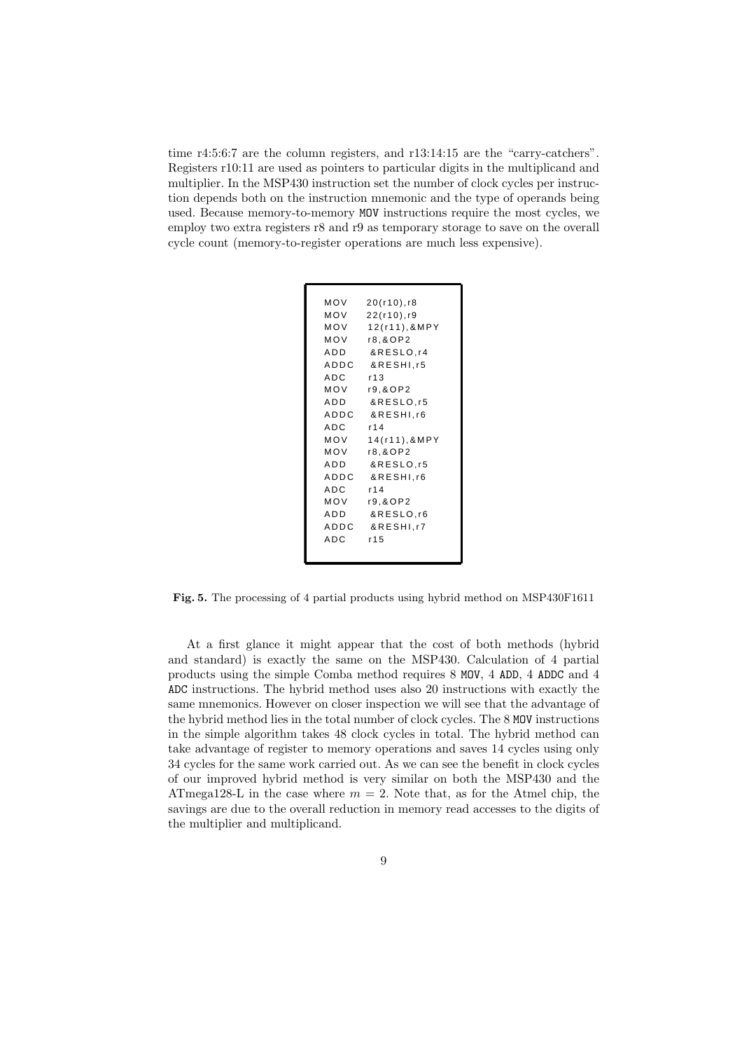time r4:5:6:7 are the column registers, and r13:14:15 are the "carry-catchers". Registers r10:11 are used as pointers to particular digits in the multiplicand and multiplier. In the MSP430 instruction set the number of clock cycles per instruction depends both on the instruction mnemonic and the type of operands being used. Because memory-to-memory `MOV` instructions require the most cycles, we employ two extra registers r8 and r9 as temporary storage to save on the overall cycle count (memory-to-register operations are much less expensive).

```
MOV    20(r10),r8
MOV    22(r10),r9
MOV    12(r11),&MPY
MOV    r8,&OP2
ADD     &RESLO,r4
ADDC    &RESHI,r5
ADC    r13
MOV    r9,&OP2
ADD     &RESLO,r5
ADDC    &RESHI,r6
ADC    r14
MOV    14(r11),&MPY
MOV    r8,&OP2
ADD     &RESLO,r5
ADDC    &RESHI,r6
ADC    r14
MOV    r9,&OP2
ADD     &RESLO,r6
ADDC    &RESHI,r7
ADC    r15
```

**Fig. 5.** The processing of 4 partial products using hybrid method on MSP430F1611

At a first glance it might appear that the cost of both methods (hybrid and standard) is exactly the same on the MSP430. Calculation of 4 partial products using the simple Comba method requires 8 `MOV`, 4 `ADD`, 4 `ADDC` and 4 `ADC` instructions. The hybrid method uses also 20 instructions with exactly the same mnemonics. However on closer inspection we will see that the advantage of the hybrid method lies in the total number of clock cycles. The 8 `MOV` instructions in the simple algorithm takes 48 clock cycles in total. The hybrid method can take advantage of register to memory operations and saves 14 cycles using only 34 cycles for the same work carried out. As we can see the benefit in clock cycles of our improved hybrid method is very similar on both the MSP430 and the ATmega128-L in the case where $m = 2$. Note that, as for the Atmel chip, the savings are due to the overall reduction in memory read accesses to the digits of the multiplier and multiplicand.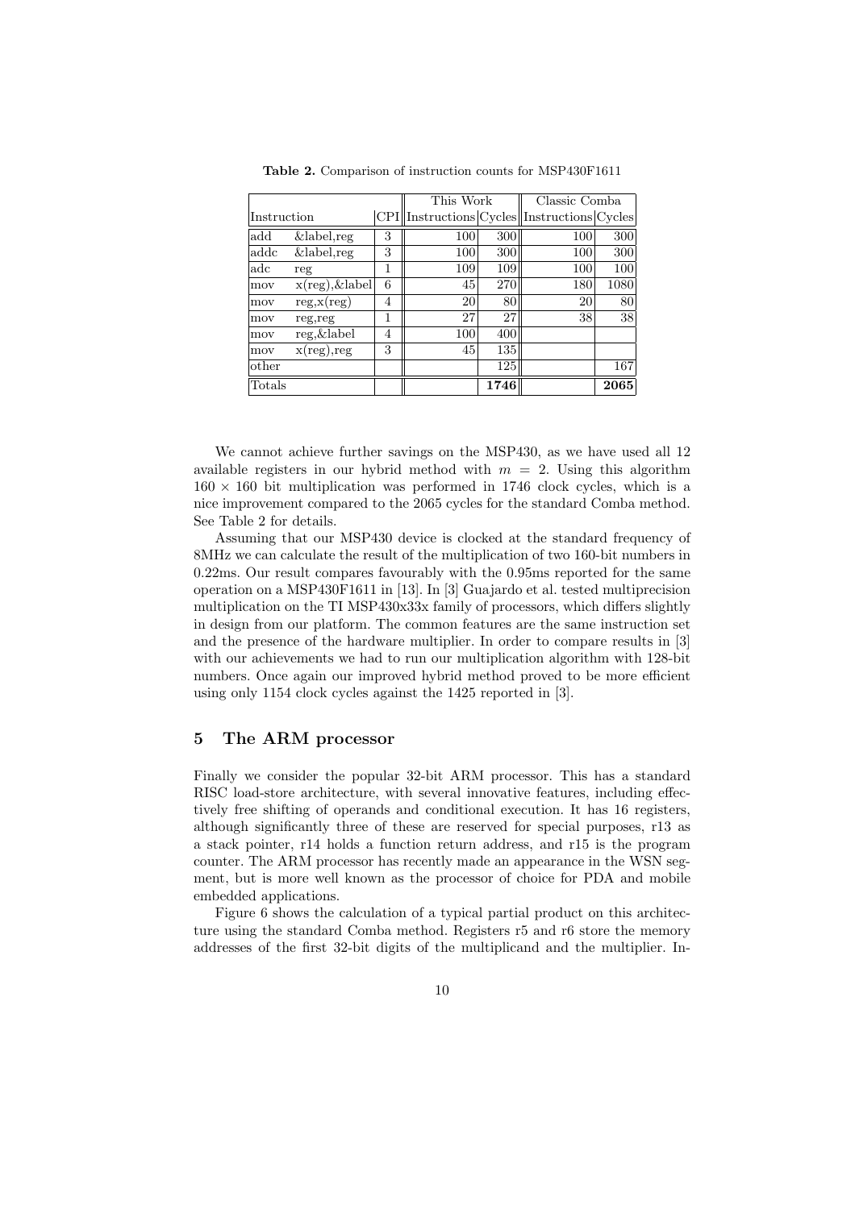**Table 2.** Comparison of instruction counts for MSP430F1611

| Instruction | | CPI | This Work | | Classic Comba | |
|---|---|---|---|---|---|---|
| | | | Instructions | Cycles | Instructions | Cycles |
| add | &label,reg | 3 | 100 | 300 | 100 | 300 |
| addc | &label,reg | 3 | 100 | 300 | 100 | 300 |
| adc | reg | 1 | 109 | 109 | 100 | 100 |
| mov | x(reg),&label | 6 | 45 | 270 | 180 | 1080 |
| mov | reg,x(reg) | 4 | 20 | 80 | 20 | 80 |
| mov | reg,reg | 1 | 27 | 27 | 38 | 38 |
| mov | reg,&label | 4 | 100 | 400 | | |
| mov | x(reg),reg | 3 | 45 | 135 | | |
| other | | | | 125 | | 167 |
| Totals | | | | **1746** | | **2065** |

We cannot achieve further savings on the MSP430, as we have used all 12 available registers in our hybrid method with $m = 2$. Using this algorithm $160 \times 160$ bit multiplication was performed in 1746 clock cycles, which is a nice improvement compared to the 2065 cycles for the standard Comba method. See Table 2 for details.

Assuming that our MSP430 device is clocked at the standard frequency of 8MHz we can calculate the result of the multiplication of two 160-bit numbers in 0.22ms. Our result compares favourably with the 0.95ms reported for the same operation on a MSP430F1611 in [13]. In [3] Guajardo et al. tested multiprecision multiplication on the TI MSP430x33x family of processors, which differs slightly in design from our platform. The common features are the same instruction set and the presence of the hardware multiplier. In order to compare results in [3] with our achievements we had to run our multiplication algorithm with 128-bit numbers. Once again our improved hybrid method proved to be more efficient using only 1154 clock cycles against the 1425 reported in [3].

## 5 The ARM processor

Finally we consider the popular 32-bit ARM processor. This has a standard RISC load-store architecture, with several innovative features, including effectively free shifting of operands and conditional execution. It has 16 registers, although significantly three of these are reserved for special purposes, r13 as a stack pointer, r14 holds a function return address, and r15 is the program counter. The ARM processor has recently made an appearance in the WSN segment, but is more well known as the processor of choice for PDA and mobile embedded applications.

Figure 6 shows the calculation of a typical partial product on this architecture using the standard Comba method. Registers r5 and r6 store the memory addresses of the first 32-bit digits of the multiplicand and the multiplier. In-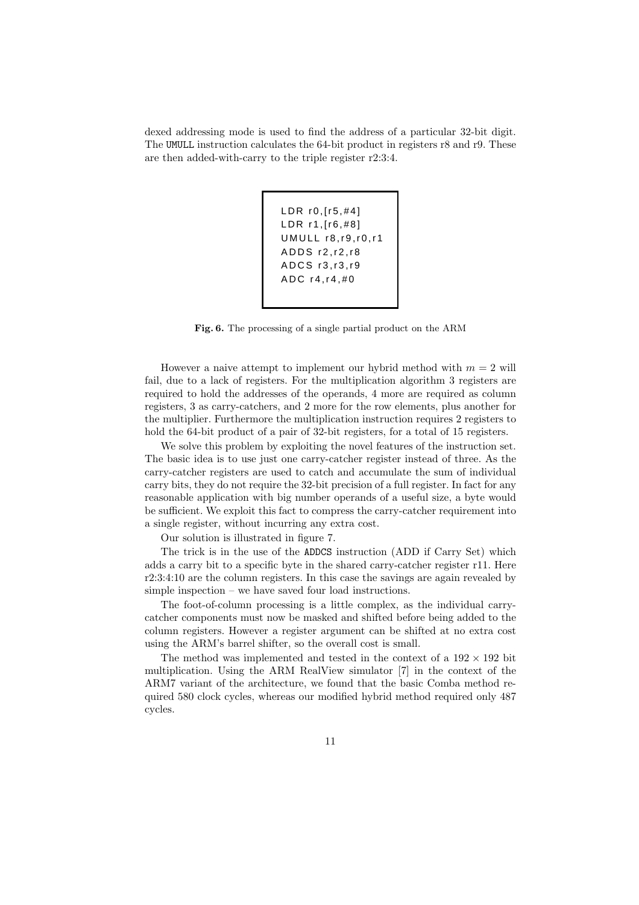dexed addressing mode is used to find the address of a particular 32-bit digit. The UMULL instruction calculates the 64-bit product in registers r8 and r9. These are then added-with-carry to the triple register r2:3:4.

```
LDR r0,[r5,#4]
LDR r1,[r6,#8]
UMULL r8,r9,r0,r1
ADDS r2,r2,r8
ADCS r3,r3,r9
ADC r4,r4,#0
```

**Fig. 6.** The processing of a single partial product on the ARM

However a naive attempt to implement our hybrid method with $m = 2$ will fail, due to a lack of registers. For the multiplication algorithm 3 registers are required to hold the addresses of the operands, 4 more are required as column registers, 3 as carry-catchers, and 2 more for the row elements, plus another for the multiplier. Furthermore the multiplication instruction requires 2 registers to hold the 64-bit product of a pair of 32-bit registers, for a total of 15 registers.

We solve this problem by exploiting the novel features of the instruction set. The basic idea is to use just one carry-catcher register instead of three. As the carry-catcher registers are used to catch and accumulate the sum of individual carry bits, they do not require the 32-bit precision of a full register. In fact for any reasonable application with big number operands of a useful size, a byte would be sufficient. We exploit this fact to compress the carry-catcher requirement into a single register, without incurring any extra cost.

Our solution is illustrated in figure 7.

The trick is in the use of the ADDCS instruction (ADD if Carry Set) which adds a carry bit to a specific byte in the shared carry-catcher register r11. Here r2:3:4:10 are the column registers. In this case the savings are again revealed by simple inspection – we have saved four load instructions.

The foot-of-column processing is a little complex, as the individual carry-catcher components must now be masked and shifted before being added to the column registers. However a register argument can be shifted at no extra cost using the ARM's barrel shifter, so the overall cost is small.

The method was implemented and tested in the context of a $192 \times 192$ bit multiplication. Using the ARM RealView simulator [7] in the context of the ARM7 variant of the architecture, we found that the basic Comba method required 580 clock cycles, whereas our modified hybrid method required only 487 cycles.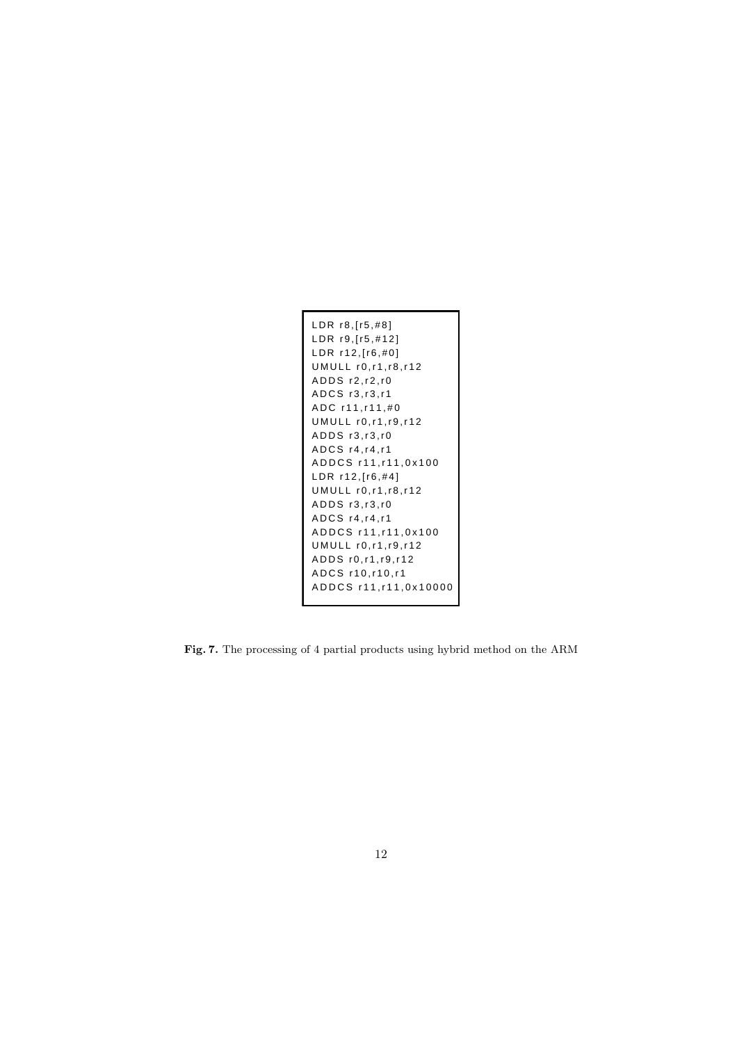```
LDR r8,[r5,#8]
LDR r9,[r5,#12]
LDR r12,[r6,#0]
UMULL r0,r1,r8,r12
ADDS r2,r2,r0
ADCS r3,r3,r1
ADC r11,r11,#0
UMULL r0,r1,r9,r12
ADDS r3,r3,r0
ADCS r4,r4,r1
ADDCS r11,r11,0x100
LDR r12,[r6,#4]
UMULL r0,r1,r8,r12
ADDS r3,r3,r0
ADCS r4,r4,r1
ADDCS r11,r11,0x100
UMULL r0,r1,r9,r12
ADDS r0,r1,r9,r12
ADCS r10,r10,r1
ADDCS r11,r11,0x10000
```

**Fig. 7.** The processing of 4 partial products using hybrid method on the ARM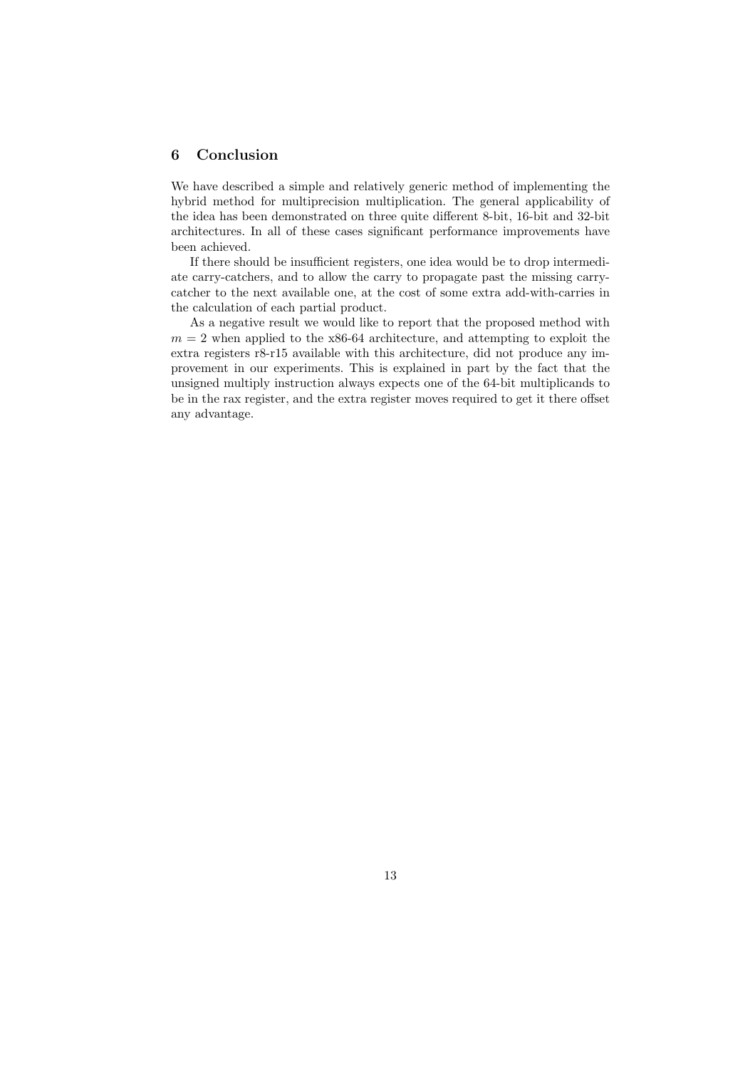## 6 Conclusion

We have described a simple and relatively generic method of implementing the hybrid method for multiprecision multiplication. The general applicability of the idea has been demonstrated on three quite different 8-bit, 16-bit and 32-bit architectures. In all of these cases significant performance improvements have been achieved.

If there should be insufficient registers, one idea would be to drop intermediate carry-catchers, and to allow the carry to propagate past the missing carry-catcher to the next available one, at the cost of some extra add-with-carries in the calculation of each partial product.

As a negative result we would like to report that the proposed method with $m = 2$ when applied to the x86-64 architecture, and attempting to exploit the extra registers r8-r15 available with this architecture, did not produce any improvement in our experiments. This is explained in part by the fact that the unsigned multiply instruction always expects one of the 64-bit multiplicands to be in the rax register, and the extra register moves required to get it there offset any advantage.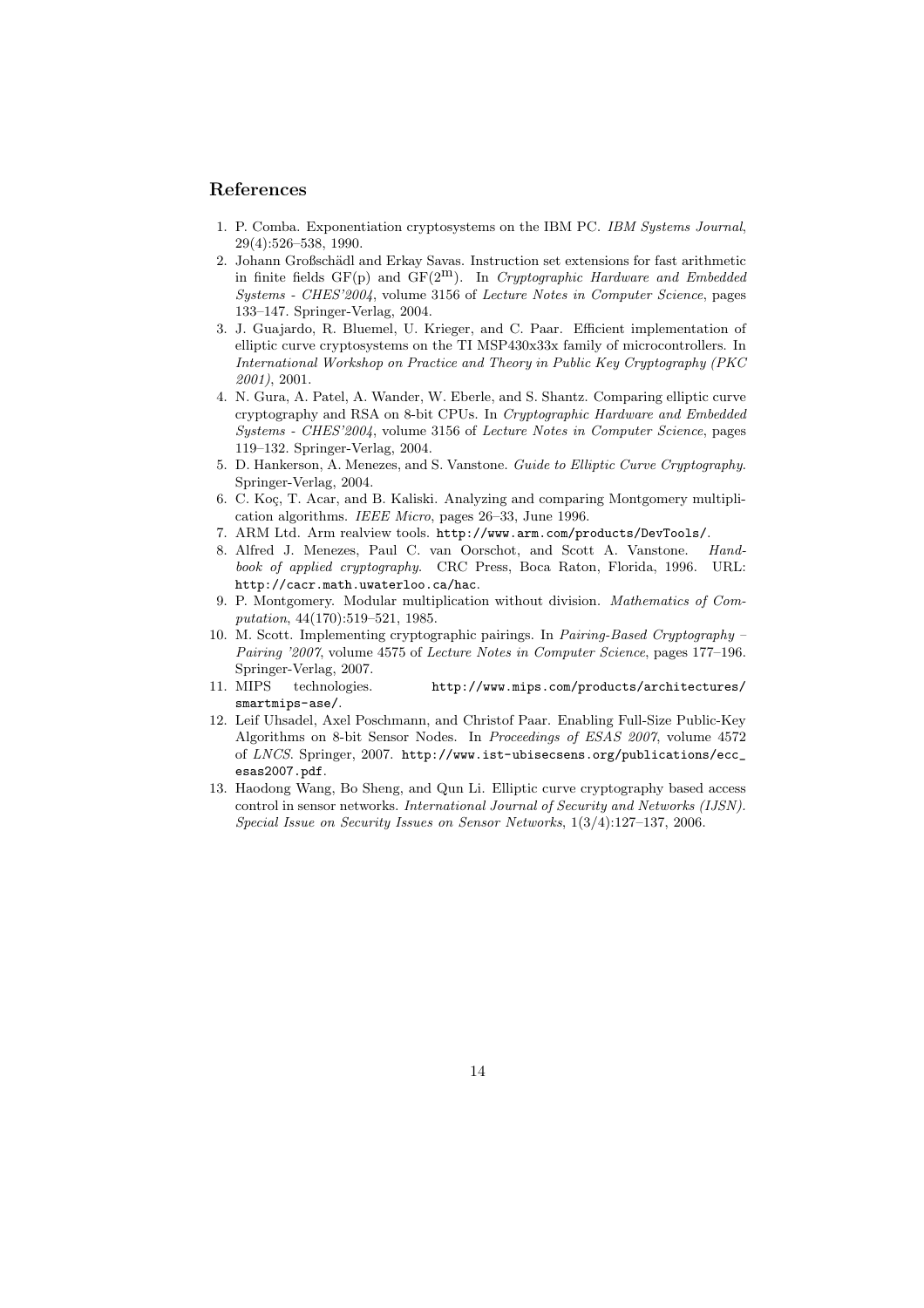## References

1. P. Comba. Exponentiation cryptosystems on the IBM PC. *IBM Systems Journal*, 29(4):526–538, 1990.
2. Johann Großschädl and Erkay Savas. Instruction set extensions for fast arithmetic in finite fields GF(p) and GF($2^m$). In *Cryptographic Hardware and Embedded Systems - CHES'2004*, volume 3156 of *Lecture Notes in Computer Science*, pages 133–147. Springer-Verlag, 2004.
3. J. Guajardo, R. Bluemel, U. Krieger, and C. Paar. Efficient implementation of elliptic curve cryptosystems on the TI MSP430x33x family of microcontrollers. In *International Workshop on Practice and Theory in Public Key Cryptography (PKC 2001)*, 2001.
4. N. Gura, A. Patel, A. Wander, W. Eberle, and S. Shantz. Comparing elliptic curve cryptography and RSA on 8-bit CPUs. In *Cryptographic Hardware and Embedded Systems - CHES'2004*, volume 3156 of *Lecture Notes in Computer Science*, pages 119–132. Springer-Verlag, 2004.
5. D. Hankerson, A. Menezes, and S. Vanstone. *Guide to Elliptic Curve Cryptography*. Springer-Verlag, 2004.
6. C. Koç, T. Acar, and B. Kaliski. Analyzing and comparing Montgomery multiplication algorithms. *IEEE Micro*, pages 26–33, June 1996.
7. ARM Ltd. Arm realview tools. `http://www.arm.com/products/DevTools/`.
8. Alfred J. Menezes, Paul C. van Oorschot, and Scott A. Vanstone. *Handbook of applied cryptography*. CRC Press, Boca Raton, Florida, 1996. URL: `http://cacr.math.uwaterloo.ca/hac`.
9. P. Montgomery. Modular multiplication without division. *Mathematics of Computation*, 44(170):519–521, 1985.
10. M. Scott. Implementing cryptographic pairings. In *Pairing-Based Cryptography – Pairing '2007*, volume 4575 of *Lecture Notes in Computer Science*, pages 177–196. Springer-Verlag, 2007.
11. MIPS technologies. `http://www.mips.com/products/architectures/smartmips-ase/`.
12. Leif Uhsadel, Axel Poschmann, and Christof Paar. Enabling Full-Size Public-Key Algorithms on 8-bit Sensor Nodes. In *Proceedings of ESAS 2007*, volume 4572 of *LNCS*. Springer, 2007. `http://www.ist-ubisecsens.org/publications/ecc_esas2007.pdf`.
13. Haodong Wang, Bo Sheng, and Qun Li. Elliptic curve cryptography based access control in sensor networks. *International Journal of Security and Networks (IJSN). Special Issue on Security Issues on Sensor Networks*, 1(3/4):127–137, 2006.